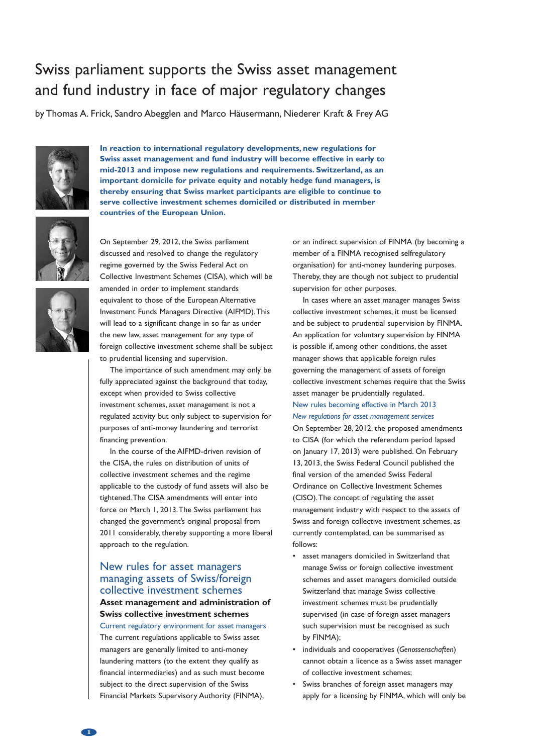# Swiss parliament supports the Swiss asset management and fund industry in face of major regulatory changes

by Thomas A. Frick, Sandro Abegglen and Marco Häusermann, Niederer Kraft & Frey AG

**In reaction to international regulatory developments, new regulations for Swiss asset management and fund industry will become effective in early to mid-2013 and impose new regulations and requirements. Switzerland, as an important domicile for private equity and notably hedge fund managers, is thereby ensuring that Swiss market participants are eligible to continue to serve collective investment schemes domiciled or distributed in member countries of the European Union.**

On September 29, 2012, the Swiss parliament discussed and resolved to change the regulatory regime governed by the Swiss Federal Act on Collective Investment Schemes (CISA), which will be amended in order to implement standards equivalent to those of the European Alternative Investment Funds Managers Directive (AIFMD). This will lead to a significant change in so far as under the new law, asset management for any type of foreign collective investment scheme shall be subject to prudential licensing and supervision.

The importance of such amendment may only be fully appreciated against the background that today, except when provided to Swiss collective investment schemes, asset management is not a regulated activity but only subject to supervision for purposes of anti-money laundering and terrorist financing prevention.

In the course of the AIFMD-driven revision of the CISA, the rules on distribution of units of collective investment schemes and the regime applicable to the custody of fund assets will also be tightened. The CISA amendments will enter into force on March 1, 2013. The Swiss parliament has changed the government's original proposal from 2011 considerably, thereby supporting a more liberal approach to the regulation.

## New rules for asset managers managing assets of Swiss/foreign collective investment schemes

### Asset management and administration of Swiss collective investment schemes

#### Current regulatory environment for asset managers

The current regulations applicable to Swiss asset managers are generally limited to anti-money laundering matters (to the extent they qualify as financial intermediaries) and as such must become subject to the direct supervision of the Swiss Financial Markets Supervisory Authority (FINMA), or an indirect supervision of FINMA (by becoming a member of a FINMA recognised selfregulatory organisation) for anti-money laundering purposes. Thereby, they are though not subject to prudential supervision for other purposes.

In cases where an asset manager manages Swiss collective investment schemes, it must be licensed and be subject to prudential supervision by FINMA. An application for voluntary supervision by FINMA is possible if, among other conditions, the asset manager shows that applicable foreign rules governing the management of assets of foreign collective investment schemes require that the Swiss asset manager be prudentially regulated.

#### New rules becoming effective in March 2013

*New regulations for asset management services*

On September 28, 2012, the proposed amendments to CISA (for which the referendum period lapsed on January 17, 2013) were published. On February 13, 2013, the Swiss Federal Council published the final version of the amended Swiss Federal Ordinance on Collective Investment Schemes (CISO). The concept of regulating the asset management industry with respect to the assets of Swiss and foreign collective investment schemes, as currently contemplated, can be summarised as follows:

- asset managers domiciled in Switzerland that manage Swiss or foreign collective investment schemes and asset managers domiciled outside Switzerland that manage Swiss collective investment schemes must be prudentially supervised (in case of foreign asset managers such supervision must be recognised as such by FINMA);
- individuals and cooperatives (*Genossenschaften*) cannot obtain a licence as a Swiss asset manager of collective investment schemes;
- Swiss branches of foreign asset managers may apply for a licensing by FINMA, which will only be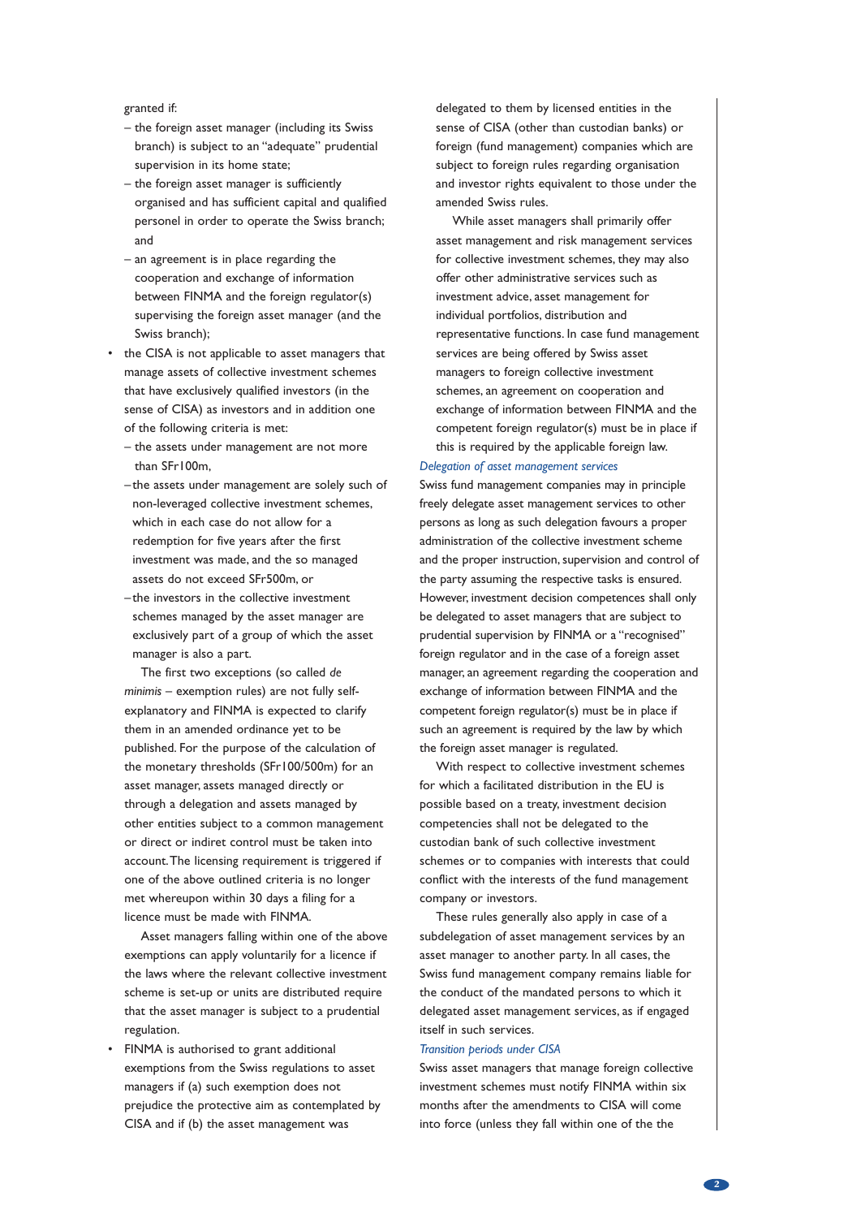granted if:

- the foreign asset manager (including its Swiss branch) is subject to an "adequate" prudential supervision in its home state;
- the foreign asset manager is sufficiently organised and has sufficient capital and qualified personel in order to operate the Swiss branch; and
- an agreement is in place regarding the cooperation and exchange of information between FINMA and the foreign regulator(s) supervising the foreign asset manager (and the Swiss branch);

- the CISA is not applicable to asset managers that manage assets of collective investment schemes that have exclusively qualified investors (in the sense of CISA) as investors and in addition one of the following criteria is met:
  - the assets under management are not more than SFr100m,
  - the assets under management are solely such of non-leveraged collective investment schemes, which in each case do not allow for a redemption for five years after the first investment was made, and the so managed assets do not exceed SFr500m, or
  - the investors in the collective investment schemes managed by the asset manager are exclusively part of a group of which the asset manager is also a part.

  The first two exceptions (so called *de minimis* – exemption rules) are not fully self-explanatory and FINMA is expected to clarify them in an amended ordinance yet to be published. For the purpose of the calculation of the monetary thresholds (SFr100/500m) for an asset manager, assets managed directly or through a delegation and assets managed by other entities subject to a common management or direct or indiret control must be taken into account. The licensing requirement is triggered if one of the above outlined criteria is no longer met whereupon within 30 days a filing for a licence must be made with FINMA.

  Asset managers falling within one of the above exemptions can apply voluntarily for a licence if the laws where the relevant collective investment scheme is set-up or units are distributed require that the asset manager is subject to a prudential regulation.

- FINMA is authorised to grant additional exemptions from the Swiss regulations to asset managers if (a) such exemption does not prejudice the protective aim as contemplated by CISA and if (b) the asset management was delegated to them by licensed entities in the sense of CISA (other than custodian banks) or foreign (fund management) companies which are subject to foreign rules regarding organisation and investor rights equivalent to those under the amended Swiss rules.

While asset managers shall primarily offer asset management and risk management services for collective investment schemes, they may also offer other administrative services such as investment advice, asset management for individual portfolios, distribution and representative functions. In case fund management services are being offered by Swiss asset managers to foreign collective investment schemes, an agreement on cooperation and exchange of information between FINMA and the competent foreign regulator(s) must be in place if this is required by the applicable foreign law.

### *Delegation of asset management services*

Swiss fund management companies may in principle freely delegate asset management services to other persons as long as such delegation favours a proper administration of the collective investment scheme and the proper instruction, supervision and control of the party assuming the respective tasks is ensured. However, investment decision competences shall only be delegated to asset managers that are subject to prudential supervision by FINMA or a "recognised" foreign regulator and in the case of a foreign asset manager, an agreement regarding the cooperation and exchange of information between FINMA and the competent foreign regulator(s) must be in place if such an agreement is required by the law by which the foreign asset manager is regulated.

With respect to collective investment schemes for which a facilitated distribution in the EU is possible based on a treaty, investment decision competencies shall not be delegated to the custodian bank of such collective investment schemes or to companies with interests that could conflict with the interests of the fund management company or investors.

These rules generally also apply in case of a subdelegation of asset management services by an asset manager to another party. In all cases, the Swiss fund management company remains liable for the conduct of the mandated persons to which it delegated asset management services, as if engaged itself in such services.

### *Transition periods under CISA*

Swiss asset managers that manage foreign collective investment schemes must notify FINMA within six months after the amendments to CISA will come into force (unless they fall within one of the the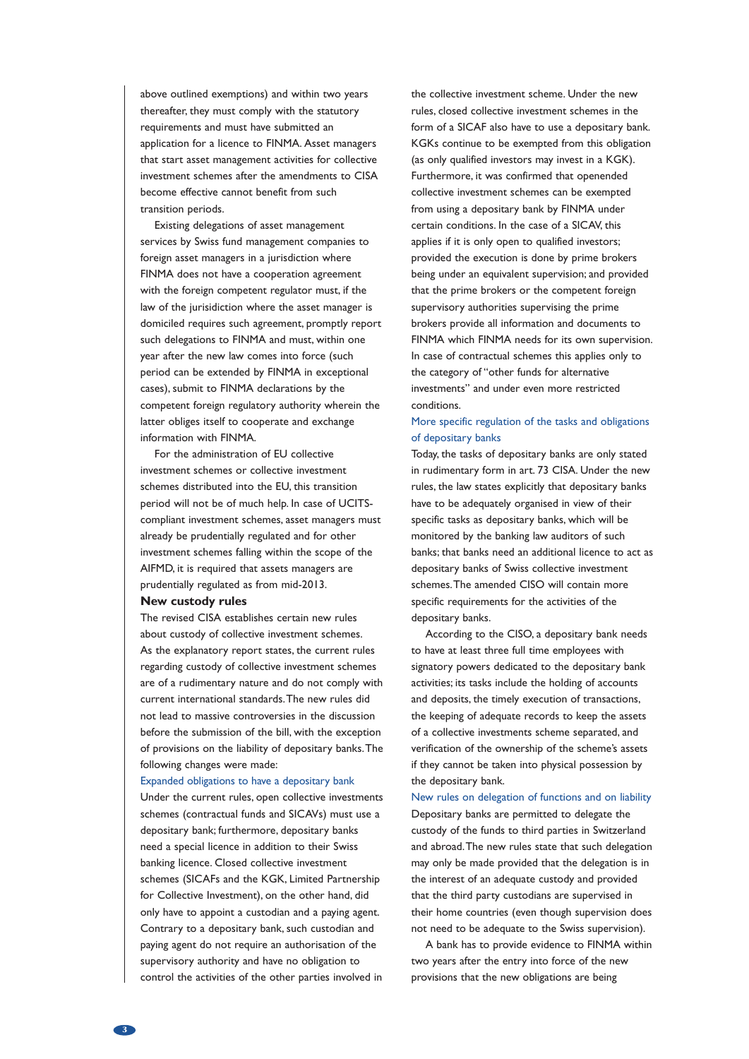above outlined exemptions) and within two years thereafter, they must comply with the statutory requirements and must have submitted an application for a licence to FINMA. Asset managers that start asset management activities for collective investment schemes after the amendments to CISA become effective cannot benefit from such transition periods.

Existing delegations of asset management services by Swiss fund management companies to foreign asset managers in a jurisdiction where FINMA does not have a cooperation agreement with the foreign competent regulator must, if the law of the jurisdiction where the asset manager is domiciled requires such agreement, promptly report such delegations to FINMA and must, within one year after the new law comes into force (such period can be extended by FINMA in exceptional cases), submit to FINMA declarations by the competent foreign regulatory authority wherein the latter obliges itself to cooperate and exchange information with FINMA.

For the administration of EU collective investment schemes or collective investment schemes distributed into the EU, this transition period will not be of much help. In case of UCITS-compliant investment schemes, asset managers must already be prudentially regulated and for other investment schemes falling within the scope of the AIFMD, it is required that assets managers are prudentially regulated as from mid-2013.

## New custody rules

The revised CISA establishes certain new rules about custody of collective investment schemes. As the explanatory report states, the current rules regarding custody of collective investment schemes are of a rudimentary nature and do not comply with current international standards. The new rules did not lead to massive controversies in the discussion before the submission of the bill, with the exception of provisions on the liability of depositary banks. The following changes were made:

### Expanded obligations to have a depositary bank

Under the current rules, open collective investments schemes (contractual funds and SICAVs) must use a depositary bank; furthermore, depositary banks need a special licence in addition to their Swiss banking licence. Closed collective investment schemes (SICAFs and the KGK, Limited Partnership for Collective Investment), on the other hand, did only have to appoint a custodian and a paying agent. Contrary to a depositary bank, such custodian and paying agent do not require an authorisation of the supervisory authority and have no obligation to control the activities of the other parties involved in the collective investment scheme. Under the new rules, closed collective investment schemes in the form of a SICAF also have to use a depositary bank. KGKs continue to be exempted from this obligation (as only qualified investors may invest in a KGK). Furthermore, it was confirmed that openended collective investment schemes can be exempted from using a depositary bank by FINMA under certain conditions. In the case of a SICAV, this applies if it is only open to qualified investors; provided the execution is done by prime brokers being under an equivalent supervision; and provided that the prime brokers or the competent foreign supervisory authorities supervising the prime brokers provide all information and documents to FINMA which FINMA needs for its own supervision. In case of contractual schemes this applies only to the category of "other funds for alternative investments" and under even more restricted conditions.

### More specific regulation of the tasks and obligations of depositary banks

Today, the tasks of depositary banks are only stated in rudimentary form in art. 73 CISA. Under the new rules, the law states explicitly that depositary banks have to be adequately organised in view of their specific tasks as depositary banks, which will be monitored by the banking law auditors of such banks; that banks need an additional licence to act as depositary banks of Swiss collective investment schemes. The amended CISO will contain more specific requirements for the activities of the depositary banks.

According to the CISO, a depositary bank needs to have at least three full time employees with signatory powers dedicated to the depositary bank activities; its tasks include the holding of accounts and deposits, the timely execution of transactions, the keeping of adequate records to keep the assets of a collective investments scheme separated, and verification of the ownership of the scheme's assets if they cannot be taken into physical possession by the depositary bank.

### New rules on delegation of functions and on liability

Depositary banks are permitted to delegate the custody of the funds to third parties in Switzerland and abroad. The new rules state that such delegation may only be made provided that the delegation is in the interest of an adequate custody and provided that the third party custodians are supervised in their home countries (even though supervision does not need to be adequate to the Swiss supervision).

A bank has to provide evidence to FINMA within two years after the entry into force of the new provisions that the new obligations are being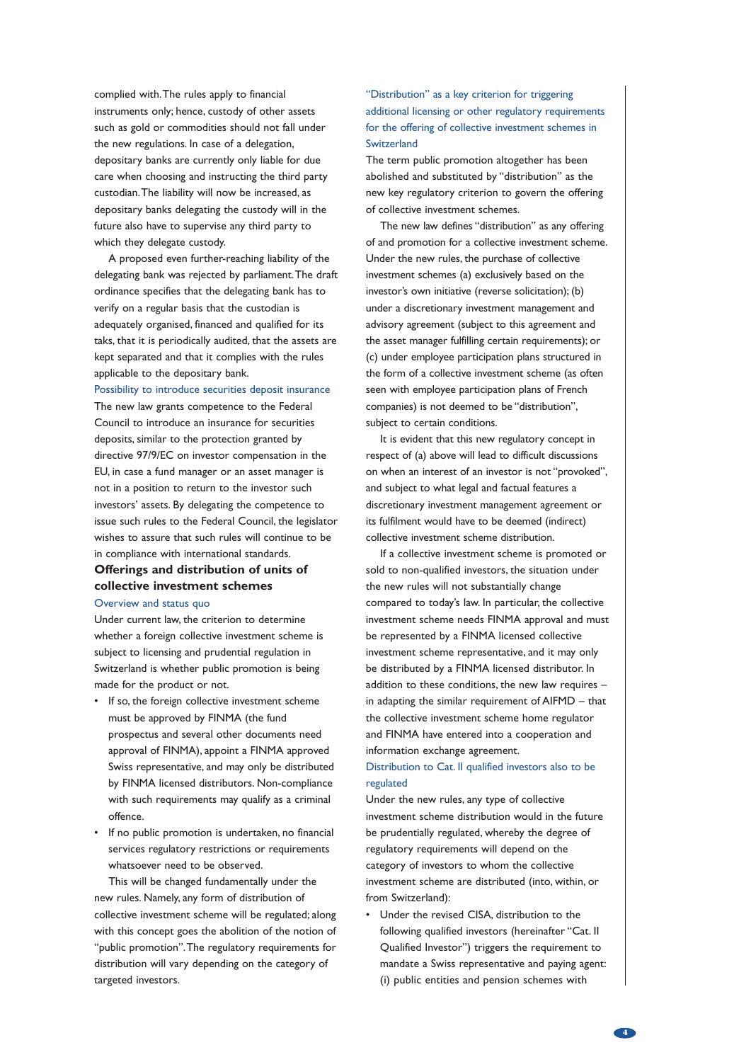complied with. The rules apply to financial instruments only; hence, custody of other assets such as gold or commodities should not fall under the new regulations. In case of a delegation, depositary banks are currently only liable for due care when choosing and instructing the third party custodian. The liability will now be increased, as depositary banks delegating the custody will in the future also have to supervise any third party to which they delegate custody.

A proposed even further-reaching liability of the delegating bank was rejected by parliament. The draft ordinance specifies that the delegating bank has to verify on a regular basis that the custodian is adequately organised, financed and qualified for its taks, that it is periodically audited, that the assets are kept separated and that it complies with the rules applicable to the depositary bank.

### Possibility to introduce securities deposit insurance

The new law grants competence to the Federal Council to introduce an insurance for securities deposits, similar to the protection granted by directive 97/9/EC on investor compensation in the EU, in case a fund manager or an asset manager is not in a position to return to the investor such investors' assets. By delegating the competence to issue such rules to the Federal Council, the legislator wishes to assure that such rules will continue to be in compliance with international standards.

## Offerings and distribution of units of collective investment schemes

### Overview and status quo

Under current law, the criterion to determine whether a foreign collective investment scheme is subject to licensing and prudential regulation in Switzerland is whether public promotion is being made for the product or not.

- If so, the foreign collective investment scheme must be approved by FINMA (the fund prospectus and several other documents need approval of FINMA), appoint a FINMA approved Swiss representative, and may only be distributed by FINMA licensed distributors. Non-compliance with such requirements may qualify as a criminal offence.
- If no public promotion is undertaken, no financial services regulatory restrictions or requirements whatsoever need to be observed.

This will be changed fundamentally under the new rules. Namely, any form of distribution of collective investment scheme will be regulated; along with this concept goes the abolition of the notion of "public promotion". The regulatory requirements for distribution will vary depending on the category of targeted investors.

### "Distribution" as a key criterion for triggering additional licensing or other regulatory requirements for the offering of collective investment schemes in Switzerland

The term public promotion altogether has been abolished and substituted by "distribution" as the new key regulatory criterion to govern the offering of collective investment schemes.

The new law defines "distribution" as any offering of and promotion for a collective investment scheme. Under the new rules, the purchase of collective investment schemes (a) exclusively based on the investor's own initiative (reverse solicitation); (b) under a discretionary investment management and advisory agreement (subject to this agreement and the asset manager fulfilling certain requirements); or (c) under employee participation plans structured in the form of a collective investment scheme (as often seen with employee participation plans of French companies) is not deemed to be "distribution", subject to certain conditions.

It is evident that this new regulatory concept in respect of (a) above will lead to difficult discussions on when an interest of an investor is not "provoked", and subject to what legal and factual features a discretionary investment management agreement or its fulfilment would have to be deemed (indirect) collective investment scheme distribution.

If a collective investment scheme is promoted or sold to non-qualified investors, the situation under the new rules will not substantially change compared to today's law. In particular, the collective investment scheme needs FINMA approval and must be represented by a FINMA licensed collective investment scheme representative, and it may only be distributed by a FINMA licensed distributor. In addition to these conditions, the new law requires – in adapting the similar requirement of AIFMD – that the collective investment scheme home regulator and FINMA have entered into a cooperation and information exchange agreement.

### Distribution to Cat. II qualified investors also to be regulated

Under the new rules, any type of collective investment scheme distribution would in the future be prudentially regulated, whereby the degree of regulatory requirements will depend on the category of investors to whom the collective investment scheme are distributed (into, within, or from Switzerland):

- Under the revised CISA, distribution to the following qualified investors (hereinafter "Cat. II Qualified Investor") triggers the requirement to mandate a Swiss representative and paying agent: (i) public entities and pension schemes with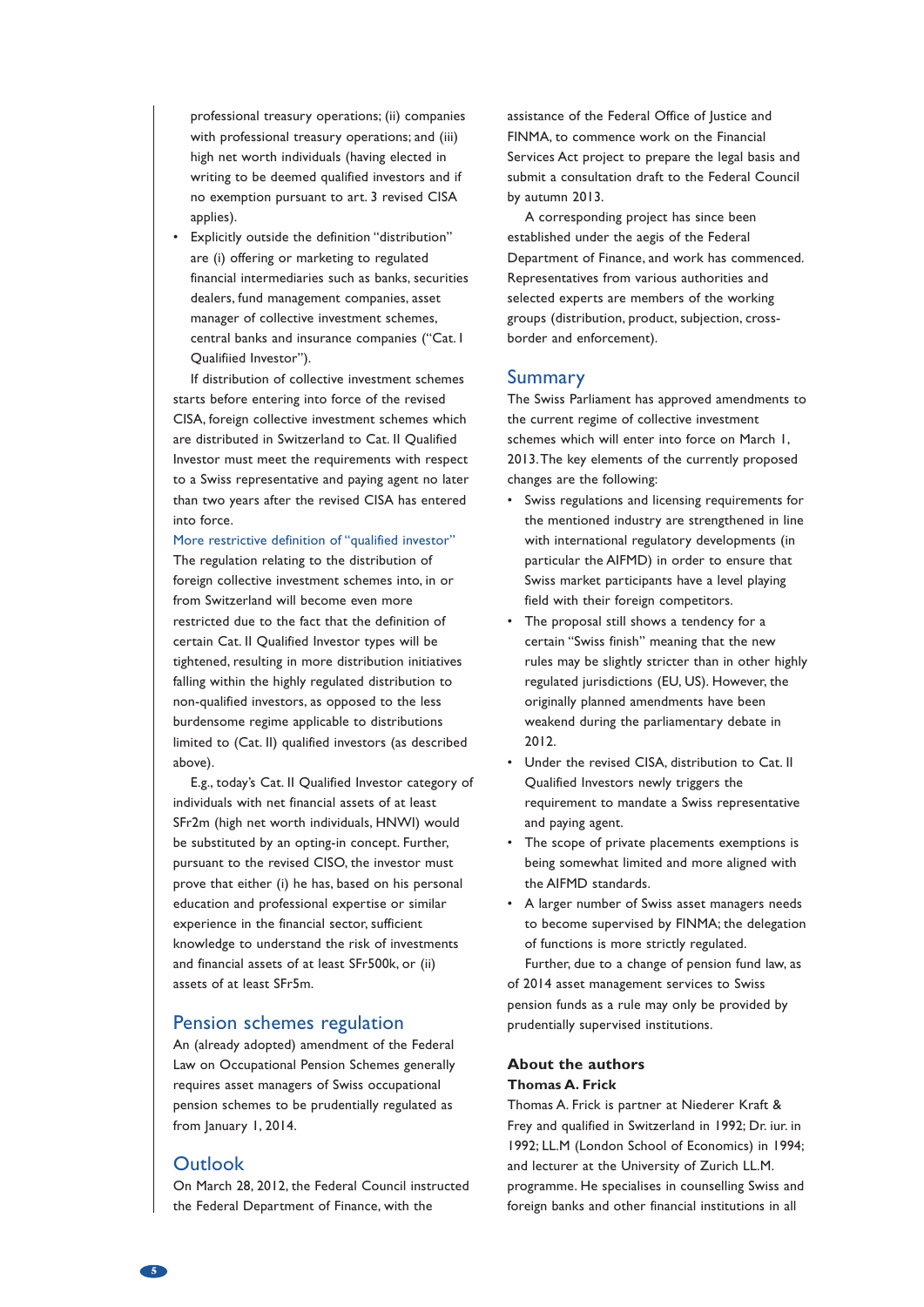professional treasury operations; (ii) companies with professional treasury operations; and (iii) high net worth individuals (having elected in writing to be deemed qualified investors and if no exemption pursuant to art. 3 revised CISA applies).

- Explicitly outside the definition "distribution" are (i) offering or marketing to regulated financial intermediaries such as banks, securities dealers, fund management companies, asset manager of collective investment schemes, central banks and insurance companies ("Cat. I Qualifiied Investor").

If distribution of collective investment schemes starts before entering into force of the revised CISA, foreign collective investment schemes which are distributed in Switzerland to Cat. II Qualified Investor must meet the requirements with respect to a Swiss representative and paying agent no later than two years after the revised CISA has entered into force.

### More restrictive definition of "qualified investor"

The regulation relating to the distribution of foreign collective investment schemes into, in or from Switzerland will become even more restricted due to the fact that the definition of certain Cat. II Qualified Investor types will be tightened, resulting in more distribution initiatives falling within the highly regulated distribution to non-qualified investors, as opposed to the less burdensome regime applicable to distributions limited to (Cat. II) qualified investors (as described above).

E.g., today's Cat. II Qualified Investor category of individuals with net financial assets of at least SFr2m (high net worth individuals, HNWI) would be substituted by an opting-in concept. Further, pursuant to the revised CISO, the investor must prove that either (i) he has, based on his personal education and professional expertise or similar experience in the financial sector, sufficient knowledge to understand the risk of investments and financial assets of at least SFr500k, or (ii) assets of at least SFr5m.

## Pension schemes regulation

An (already adopted) amendment of the Federal Law on Occupational Pension Schemes generally requires asset managers of Swiss occupational pension schemes to be prudentially regulated as from January 1, 2014.

## Outlook

On March 28, 2012, the Federal Council instructed the Federal Department of Finance, with the assistance of the Federal Office of Justice and FINMA, to commence work on the Financial Services Act project to prepare the legal basis and submit a consultation draft to the Federal Council by autumn 2013.

A corresponding project has since been established under the aegis of the Federal Department of Finance, and work has commenced. Representatives from various authorities and selected experts are members of the working groups (distribution, product, subjection, cross-border and enforcement).

## Summary

The Swiss Parliament has approved amendments to the current regime of collective investment schemes which will enter into force on March 1, 2013. The key elements of the currently proposed changes are the following:

- Swiss regulations and licensing requirements for the mentioned industry are strengthened in line with international regulatory developments (in particular the AIFMD) in order to ensure that Swiss market participants have a level playing field with their foreign competitors.
- The proposal still shows a tendency for a certain "Swiss finish" meaning that the new rules may be slightly stricter than in other highly regulated jurisdictions (EU, US). However, the originally planned amendments have been weakend during the parliamentary debate in 2012.
- Under the revised CISA, distribution to Cat. II Qualified Investors newly triggers the requirement to mandate a Swiss representative and paying agent.
- The scope of private placements exemptions is being somewhat limited and more aligned with the AIFMD standards.
- A larger number of Swiss asset managers needs to become supervised by FINMA; the delegation of functions is more strictly regulated.

Further, due to a change of pension fund law, as of 2014 asset management services to Swiss pension funds as a rule may only be provided by prudentially supervised institutions.

### About the authors

**Thomas A. Frick**

Thomas A. Frick is partner at Niederer Kraft & Frey and qualified in Switzerland in 1992; Dr. iur. in 1992; LL.M (London School of Economics) in 1994; and lecturer at the University of Zurich LL.M. programme. He specialises in counselling Swiss and foreign banks and other financial institutions in all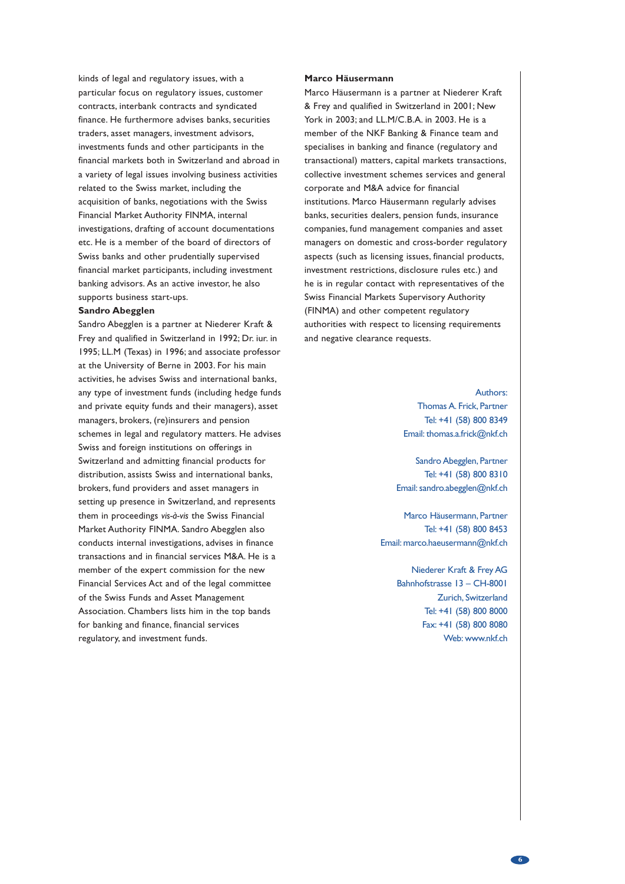kinds of legal and regulatory issues, with a particular focus on regulatory issues, customer contracts, interbank contracts and syndicated finance. He furthermore advises banks, securities traders, asset managers, investment advisors, investments funds and other participants in the financial markets both in Switzerland and abroad in a variety of legal issues involving business activities related to the Swiss market, including the acquisition of banks, negotiations with the Swiss Financial Market Authority FINMA, internal investigations, drafting of account documentations etc. He is a member of the board of directors of Swiss banks and other prudentially supervised financial market participants, including investment banking advisors. As an active investor, he also supports business start-ups.

**Sandro Abegglen**

Sandro Abegglen is a partner at Niederer Kraft & Frey and qualified in Switzerland in 1992; Dr. iur. in 1995; LL.M (Texas) in 1996; and associate professor at the University of Berne in 2003. For his main activities, he advises Swiss and international banks, any type of investment funds (including hedge funds and private equity funds and their managers), asset managers, brokers, (re)insurers and pension schemes in legal and regulatory matters. He advises Swiss and foreign institutions on offerings in Switzerland and admitting financial products for distribution, assists Swiss and international banks, brokers, fund providers and asset managers in setting up presence in Switzerland, and represents them in proceedings *vis-à-vis* the Swiss Financial Market Authority FINMA. Sandro Abegglen also conducts internal investigations, advises in finance transactions and in financial services M&A. He is a member of the expert commission for the new Financial Services Act and of the legal committee of the Swiss Funds and Asset Management Association. Chambers lists him in the top bands for banking and finance, financial services regulatory, and investment funds.

**Marco Häusermann**

Marco Häusermann is a partner at Niederer Kraft & Frey and qualified in Switzerland in 2001; New York in 2003; and LL.M/C.B.A. in 2003. He is a member of the NKF Banking & Finance team and specialises in banking and finance (regulatory and transactional) matters, capital markets transactions, collective investment schemes services and general corporate and M&A advice for financial institutions. Marco Häusermann regularly advises banks, securities dealers, pension funds, insurance companies, fund management companies and asset managers on domestic and cross-border regulatory aspects (such as licensing issues, financial products, investment restrictions, disclosure rules etc.) and he is in regular contact with representatives of the Swiss Financial Markets Supervisory Authority (FINMA) and other competent regulatory authorities with respect to licensing requirements and negative clearance requests.

Authors:
Thomas A. Frick, Partner
Tel: +41 (58) 800 8349
Email: thomas.a.frick@nkf.ch

Sandro Abegglen, Partner
Tel: +41 (58) 800 8310
Email: sandro.abegglen@nkf.ch

Marco Häusermann, Partner
Tel: +41 (58) 800 8453
Email: marco.haeusermann@nkf.ch

Niederer Kraft & Frey AG
Bahnhofstrasse 13 – CH-8001
Zurich, Switzerland
Tel: +41 (58) 800 8000
Fax: +41 (58) 800 8080
Web: www.nkf.ch